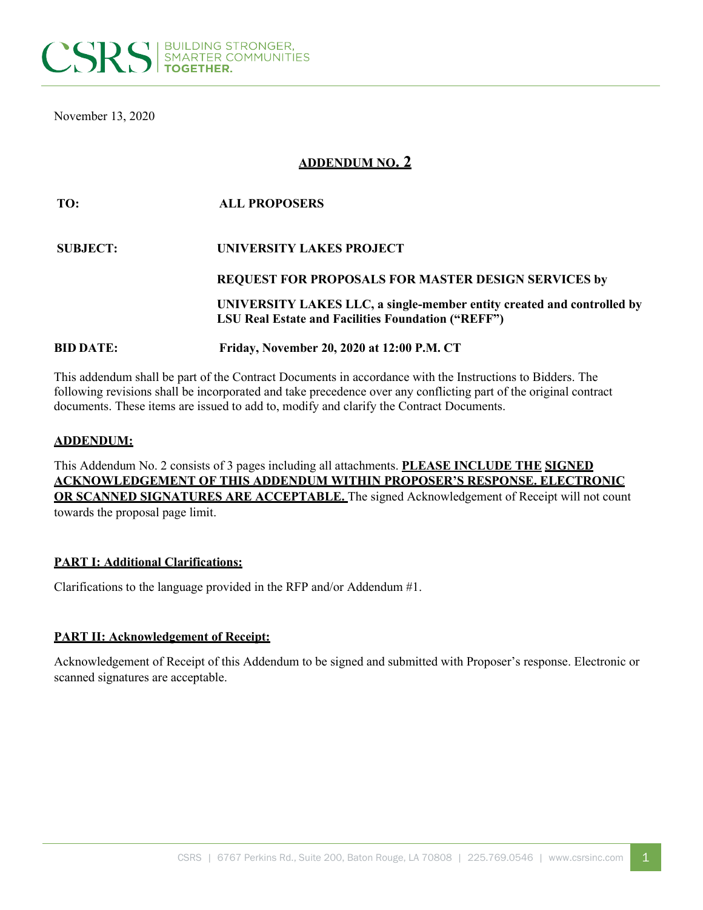CSRS | BUILDING STRONGER, SMARTER COMMUNITIES **TOGETHER.**

November 13, 2020

# ADDENDUM NO. 2

| | |
|---|---|
| **TO:** | **ALL PROPOSERS** |
| **SUBJECT:** | **UNIVERSITY LAKES PROJECT** |
| | **REQUEST FOR PROPOSALS FOR MASTER DESIGN SERVICES by** |
| | **UNIVERSITY LAKES LLC, a single-member entity created and controlled by LSU Real Estate and Facilities Foundation ("REFF")** |
| **BID DATE:** | **Friday, November 20, 2020 at 12:00 P.M. CT** |

This addendum shall be part of the Contract Documents in accordance with the Instructions to Bidders. The following revisions shall be incorporated and take precedence over any conflicting part of the original contract documents. These items are issued to add to, modify and clarify the Contract Documents.

**ADDENDUM:**

This Addendum No. 2 consists of 3 pages including all attachments. **PLEASE INCLUDE THE SIGNED ACKNOWLEDGEMENT OF THIS ADDENDUM WITHIN PROPOSER'S RESPONSE. ELECTRONIC OR SCANNED SIGNATURES ARE ACCEPTABLE.** The signed Acknowledgement of Receipt will not count towards the proposal page limit.

**PART I: Additional Clarifications:**

Clarifications to the language provided in the RFP and/or Addendum #1.

**PART II: Acknowledgement of Receipt:**

Acknowledgement of Receipt of this Addendum to be signed and submitted with Proposer's response. Electronic or scanned signatures are acceptable.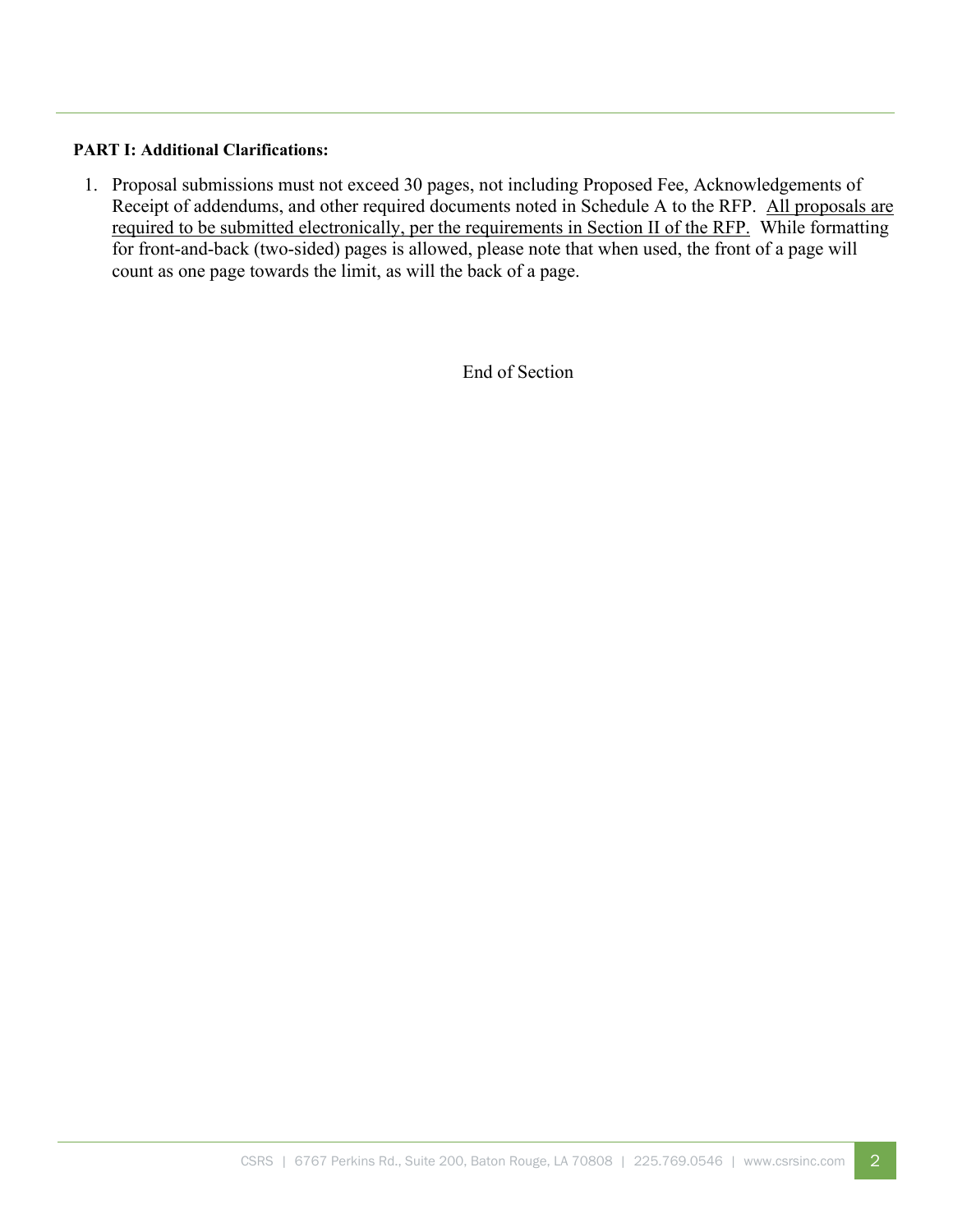**PART I: Additional Clarifications:**

1. Proposal submissions must not exceed 30 pages, not including Proposed Fee, Acknowledgements of Receipt of addendums, and other required documents noted in Schedule A to the RFP. <u>All proposals are required to be submitted electronically, per the requirements in Section II of the RFP.</u> While formatting for front-and-back (two-sided) pages is allowed, please note that when used, the front of a page will count as one page towards the limit, as will the back of a page.

End of Section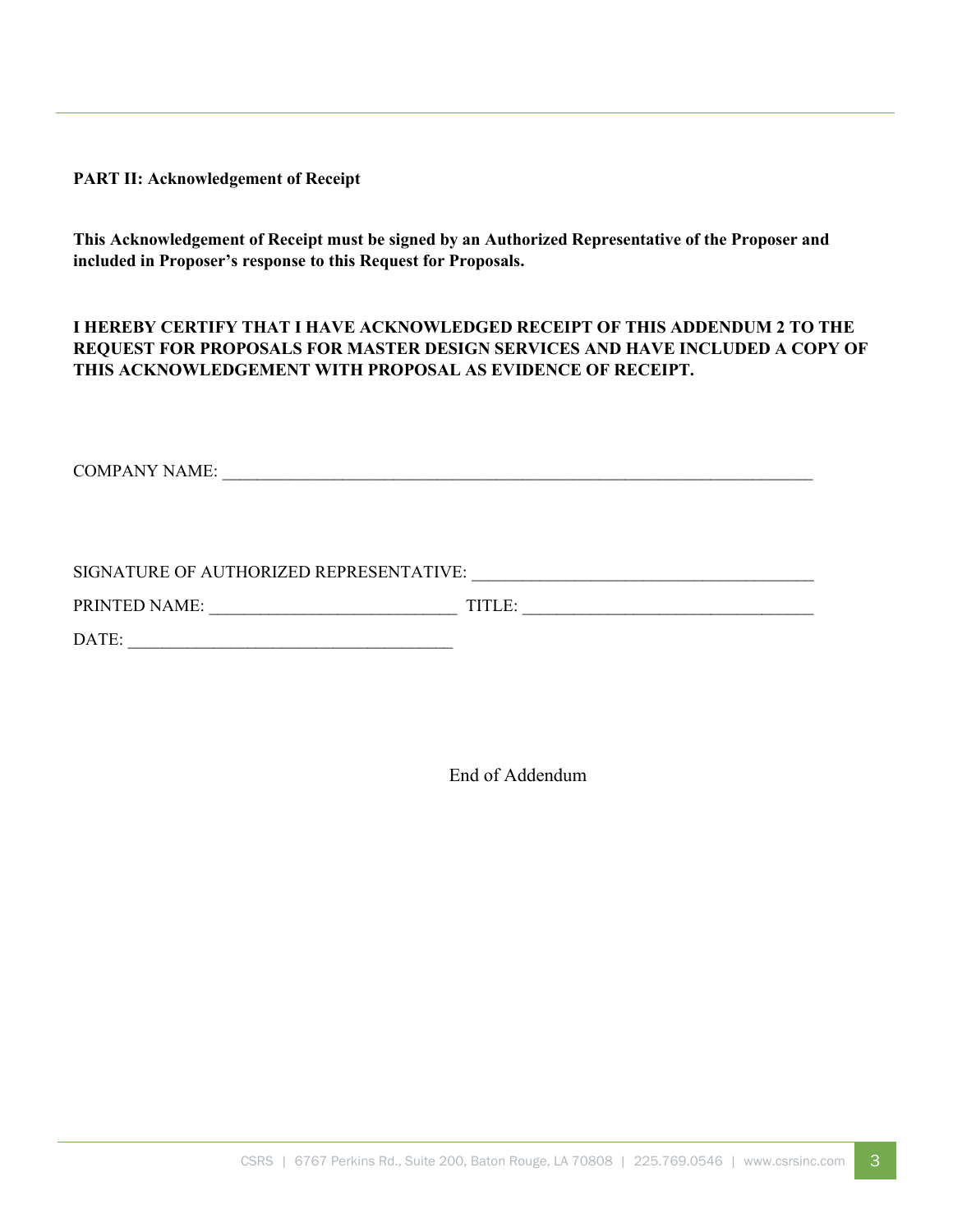**PART II: Acknowledgement of Receipt**

**This Acknowledgement of Receipt must be signed by an Authorized Representative of the Proposer and included in Proposer's response to this Request for Proposals.**

**I HEREBY CERTIFY THAT I HAVE ACKNOWLEDGED RECEIPT OF THIS ADDENDUM 2 TO THE REQUEST FOR PROPOSALS FOR MASTER DESIGN SERVICES AND HAVE INCLUDED A COPY OF THIS ACKNOWLEDGEMENT WITH PROPOSAL AS EVIDENCE OF RECEIPT.**

COMPANY NAME: ___________________________________________________________________

SIGNATURE OF AUTHORIZED REPRESENTATIVE: _____________________________________

PRINTED NAME: ____________________________ TITLE: _________________________________

DATE: _____________________________________

End of Addendum